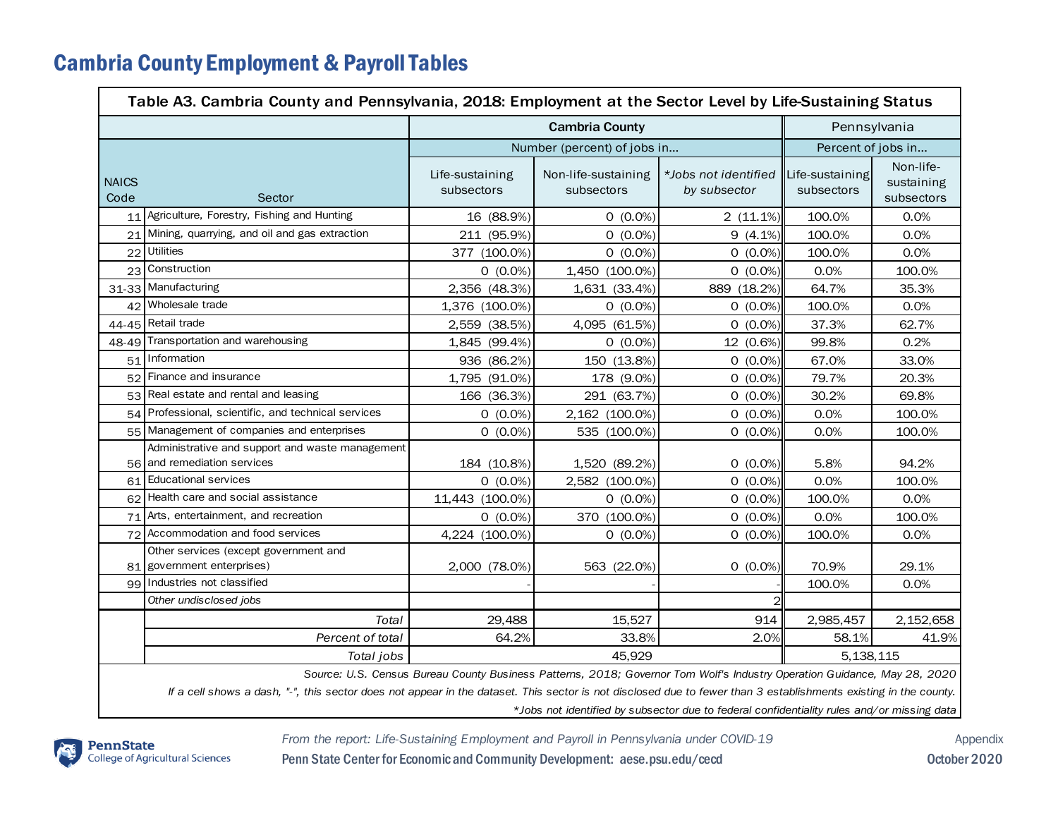# Cambria County Employment & Payroll Tables

| Table A3. Cambria County and Pennsylvania, 2018: Employment at the Sector Level by Life-Sustaining Status | | | | | | |
|---|---|---|---|---|---|---|
| | | Cambria County | | | Pennsylvania | |
| | | Number (percent) of jobs in... | | | Percent of jobs in... | |
| NAICS Code | Sector | Life-sustaining subsectors | Non-life-sustaining subsectors | *Jobs not identified by subsector | Life-sustaining subsectors | Non-life-sustaining subsectors |
| 11 | Agriculture, Forestry, Fishing and Hunting | 16 (88.9%) | 0 (0.0%) | 2 (11.1%) | 100.0% | 0.0% |
| 21 | Mining, quarrying, and oil and gas extraction | 211 (95.9%) | 0 (0.0%) | 9 (4.1%) | 100.0% | 0.0% |
| 22 | Utilities | 377 (100.0%) | 0 (0.0%) | 0 (0.0%) | 100.0% | 0.0% |
| 23 | Construction | 0 (0.0%) | 1,450 (100.0%) | 0 (0.0%) | 0.0% | 100.0% |
| 31-33 | Manufacturing | 2,356 (48.3%) | 1,631 (33.4%) | 889 (18.2%) | 64.7% | 35.3% |
| 42 | Wholesale trade | 1,376 (100.0%) | 0 (0.0%) | 0 (0.0%) | 100.0% | 0.0% |
| 44-45 | Retail trade | 2,559 (38.5%) | 4,095 (61.5%) | 0 (0.0%) | 37.3% | 62.7% |
| 48-49 | Transportation and warehousing | 1,845 (99.4%) | 0 (0.0%) | 12 (0.6%) | 99.8% | 0.2% |
| 51 | Information | 936 (86.2%) | 150 (13.8%) | 0 (0.0%) | 67.0% | 33.0% |
| 52 | Finance and insurance | 1,795 (91.0%) | 178 (9.0%) | 0 (0.0%) | 79.7% | 20.3% |
| 53 | Real estate and rental and leasing | 166 (36.3%) | 291 (63.7%) | 0 (0.0%) | 30.2% | 69.8% |
| 54 | Professional, scientific, and technical services | 0 (0.0%) | 2,162 (100.0%) | 0 (0.0%) | 0.0% | 100.0% |
| 55 | Management of companies and enterprises | 0 (0.0%) | 535 (100.0%) | 0 (0.0%) | 0.0% | 100.0% |
| 56 | Administrative and support and waste management and remediation services | 184 (10.8%) | 1,520 (89.2%) | 0 (0.0%) | 5.8% | 94.2% |
| 61 | Educational services | 0 (0.0%) | 2,582 (100.0%) | 0 (0.0%) | 0.0% | 100.0% |
| 62 | Health care and social assistance | 11,443 (100.0%) | 0 (0.0%) | 0 (0.0%) | 100.0% | 0.0% |
| 71 | Arts, entertainment, and recreation | 0 (0.0%) | 370 (100.0%) | 0 (0.0%) | 0.0% | 100.0% |
| 72 | Accommodation and food services | 4,224 (100.0%) | 0 (0.0%) | 0 (0.0%) | 100.0% | 0.0% |
| 81 | Other services (except government and government enterprises) | 2,000 (78.0%) | 563 (22.0%) | 0 (0.0%) | 70.9% | 29.1% |
| 99 | Industries not classified | - | - | - | 100.0% | 0.0% |
| | *Other undisclosed jobs* | | | 2 | | |
| | *Total* | 29,488 | 15,527 | 914 | 2,985,457 | 2,152,658 |
| | *Percent of total* | 64.2% | 33.8% | 2.0% | 58.1% | 41.9% |
| | *Total jobs* | 45,929 | | | 5,138,115 | |

*Source: U.S. Census Bureau County Business Patterns, 2018; Governor Tom Wolf's Industry Operation Guidance, May 28, 2020*

*If a cell shows a dash, "-", this sector does not appear in the dataset. This sector is not disclosed due to fewer than 3 establishments existing in the county.*

**Jobs not identified by subsector due to federal confidentiality rules and/or missing data*

PennState College of Agricultural Sciences

*From the report: Life-Sustaining Employment and Payroll in Pennsylvania under COVID-19*

Penn State Center for Economic and Community Development: aese.psu.edu/cecd

Appendix

October 2020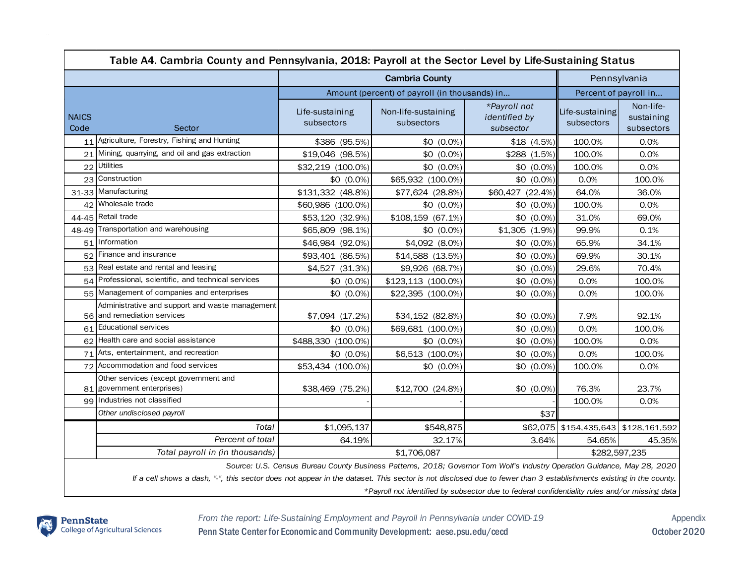# Table A4. Cambria County and Pennsylvania, 2018: Payroll at the Sector Level by Life-Sustaining Status

| | | Cambria County | | | Pennsylvania | |
|---|---|---|---|---|---|---|
| | | Amount (percent) of payroll (in thousands) in... | | | Percent of payroll in... | |
| NAICS Code | Sector | Life-sustaining subsectors | Non-life-sustaining subsectors | *Payroll not identified by subsector | Life-sustaining subsectors | Non-life-sustaining subsectors |
| 11 | Agriculture, Forestry, Fishing and Hunting | $386 (95.5%) | $0 (0.0%) | $18 (4.5%) | 100.0% | 0.0% |
| 21 | Mining, quarrying, and oil and gas extraction | $19,046 (98.5%) | $0 (0.0%) | $288 (1.5%) | 100.0% | 0.0% |
| 22 | Utilities | $32,219 (100.0%) | $0 (0.0%) | $0 (0.0%) | 100.0% | 0.0% |
| 23 | Construction | $0 (0.0%) | $65,932 (100.0%) | $0 (0.0%) | 0.0% | 100.0% |
| 31-33 | Manufacturing | $131,332 (48.8%) | $77,624 (28.8%) | $60,427 (22.4%) | 64.0% | 36.0% |
| 42 | Wholesale trade | $60,986 (100.0%) | $0 (0.0%) | $0 (0.0%) | 100.0% | 0.0% |
| 44-45 | Retail trade | $53,120 (32.9%) | $108,159 (67.1%) | $0 (0.0%) | 31.0% | 69.0% |
| 48-49 | Transportation and warehousing | $65,809 (98.1%) | $0 (0.0%) | $1,305 (1.9%) | 99.9% | 0.1% |
| 51 | Information | $46,984 (92.0%) | $4,092 (8.0%) | $0 (0.0%) | 65.9% | 34.1% |
| 52 | Finance and insurance | $93,401 (86.5%) | $14,588 (13.5%) | $0 (0.0%) | 69.9% | 30.1% |
| 53 | Real estate and rental and leasing | $4,527 (31.3%) | $9,926 (68.7%) | $0 (0.0%) | 29.6% | 70.4% |
| 54 | Professional, scientific, and technical services | $0 (0.0%) | $123,113 (100.0%) | $0 (0.0%) | 0.0% | 100.0% |
| 55 | Management of companies and enterprises | $0 (0.0%) | $22,395 (100.0%) | $0 (0.0%) | 0.0% | 100.0% |
| 56 | Administrative and support and waste management and remediation services | $7,094 (17.2%) | $34,152 (82.8%) | $0 (0.0%) | 7.9% | 92.1% |
| 61 | Educational services | $0 (0.0%) | $69,681 (100.0%) | $0 (0.0%) | 0.0% | 100.0% |
| 62 | Health care and social assistance | $488,330 (100.0%) | $0 (0.0%) | $0 (0.0%) | 100.0% | 0.0% |
| 71 | Arts, entertainment, and recreation | $0 (0.0%) | $6,513 (100.0%) | $0 (0.0%) | 0.0% | 100.0% |
| 72 | Accommodation and food services | $53,434 (100.0%) | $0 (0.0%) | $0 (0.0%) | 100.0% | 0.0% |
| 81 | Other services (except government and government enterprises) | $38,469 (75.2%) | $12,700 (24.8%) | $0 (0.0%) | 76.3% | 23.7% |
| 99 | Industries not classified | - | - | - | 100.0% | 0.0% |
| | *Other undisclosed payroll* | | | $37 | | |
| | *Total* | $1,095,137 | $548,875 | $62,075 | $154,435,643 | $128,161,592 |
| | *Percent of total* | 64.19% | 32.17% | 3.64% | 54.65% | 45.35% |
| | *Total payroll in (in thousands)* | $1,706,087 | | | $282,597,235 | |

*Source: U.S. Census Bureau County Business Patterns, 2018; Governor Tom Wolf's Industry Operation Guidance, May 28, 2020*

*If a cell shows a dash, "-", this sector does not appear in the dataset. This sector is not disclosed due to fewer than 3 establishments existing in the county.*

*\*Payroll not identified by subsector due to federal confidentiality rules and/or missing data*

PennState College of Agricultural Sciences

*From the report: Life-Sustaining Employment and Payroll in Pennsylvania under COVID-19*

Penn State Center for Economic and Community Development: aese.psu.edu/cecd

Appendix

October 2020